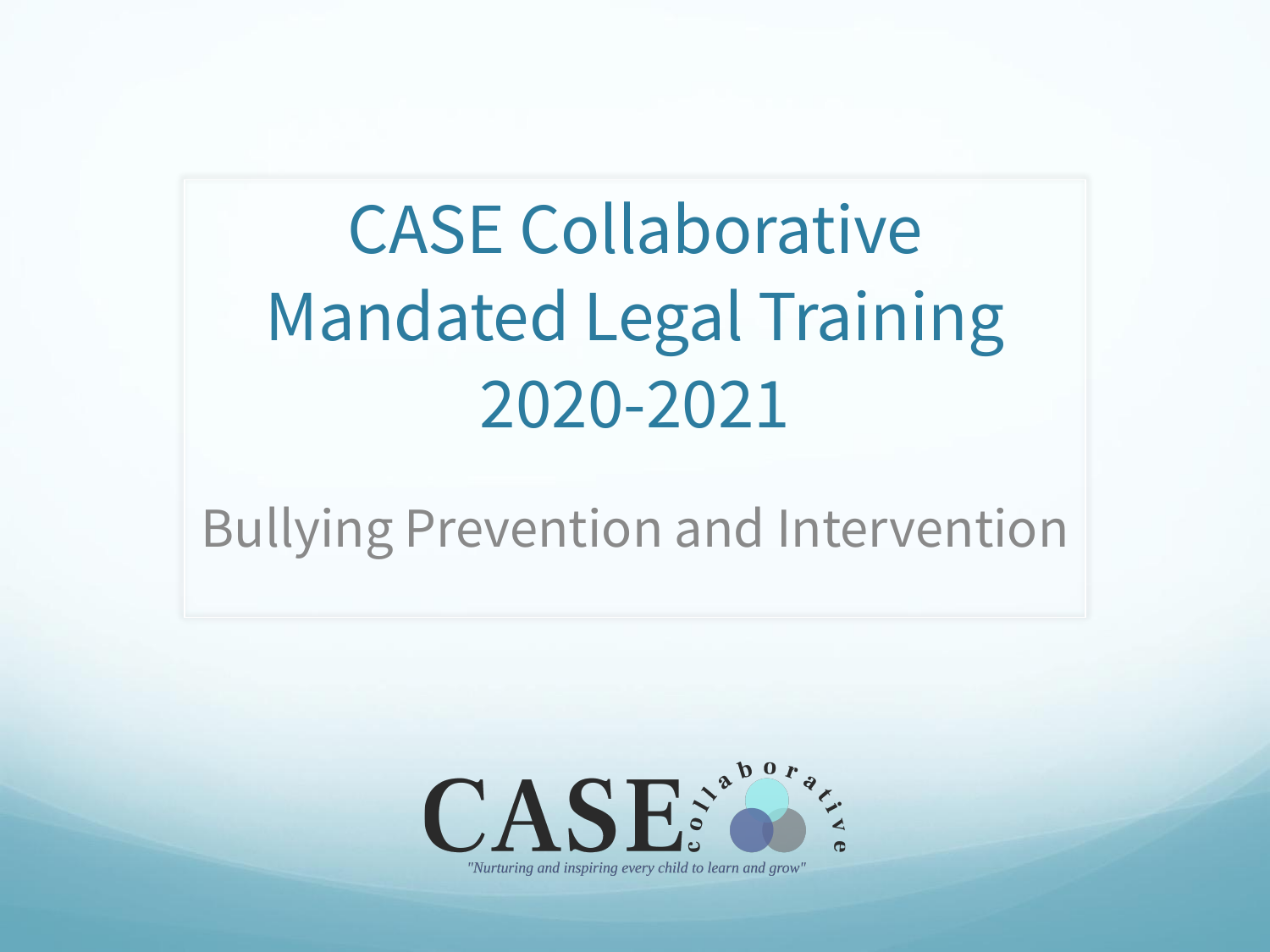# CASE Collaborative Mandated Legal Training 2020-2021

## Bullying Prevention and Intervention

CASE collaborative

*"Nurturing and inspiring every child to learn and grow"*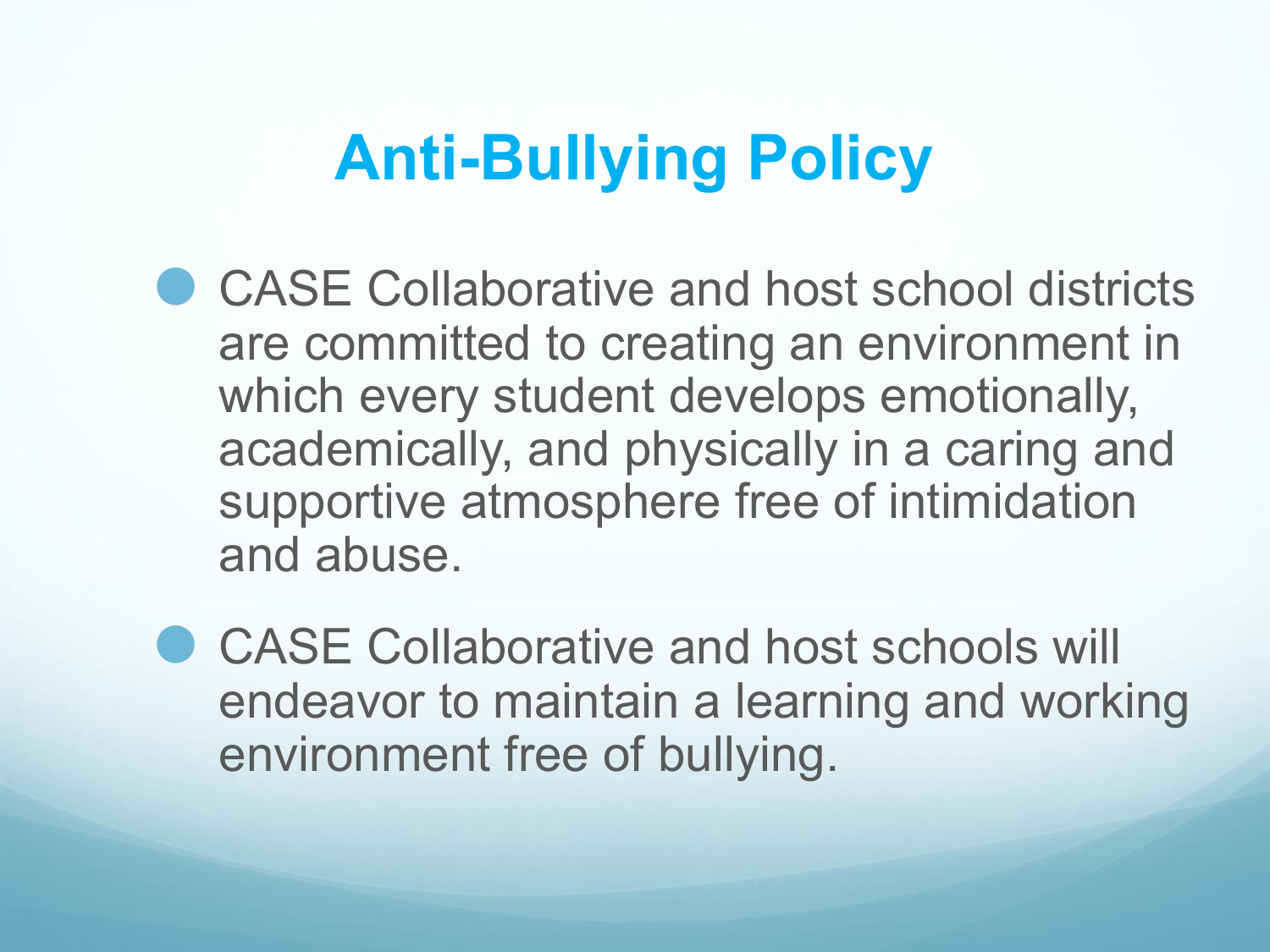# Anti-Bullying Policy

- CASE Collaborative and host school districts are committed to creating an environment in which every student develops emotionally, academically, and physically in a caring and supportive atmosphere free of intimidation and abuse.
- CASE Collaborative and host schools will endeavor to maintain a learning and working environment free of bullying.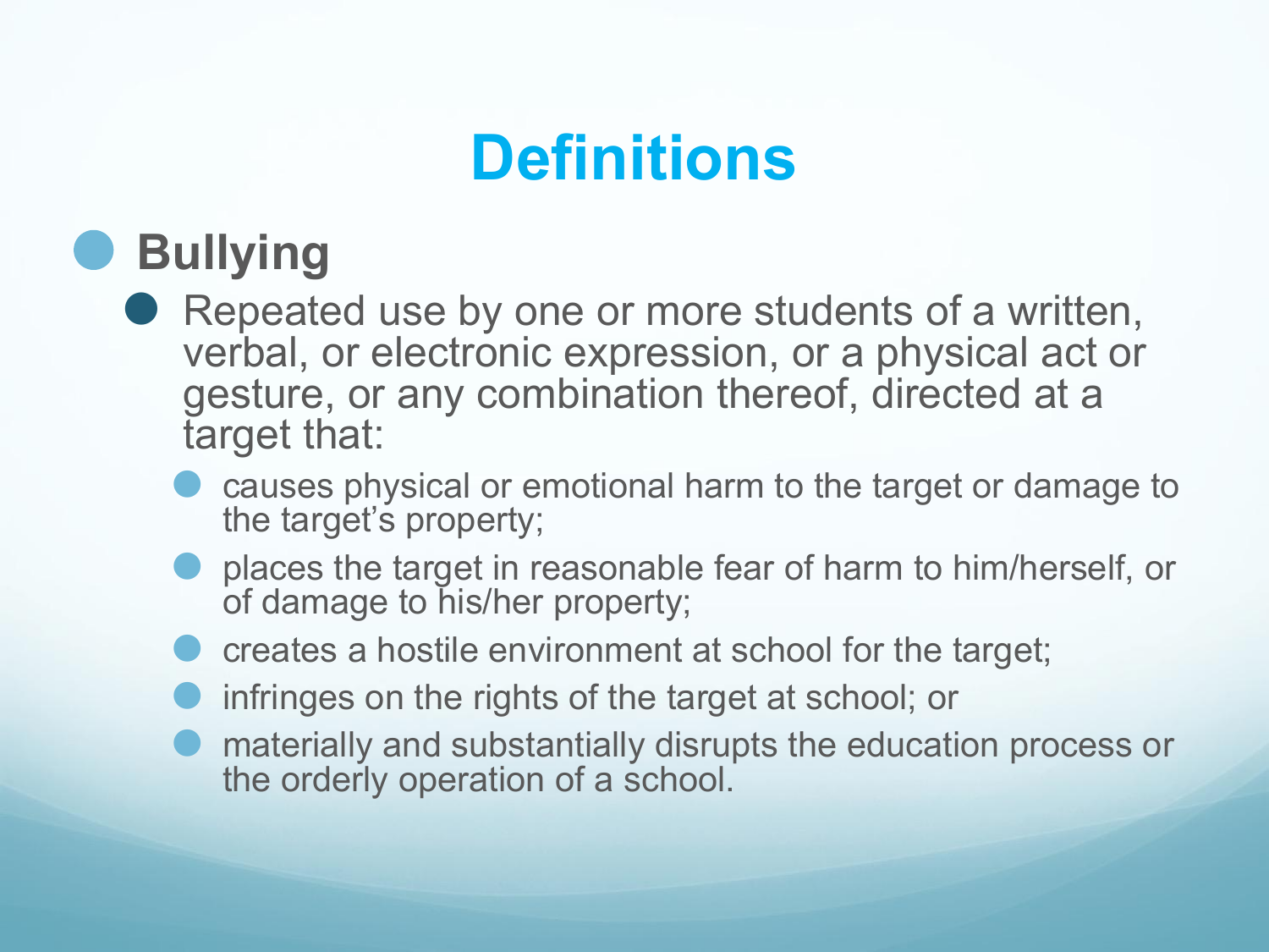# Definitions

- **Bullying**
  - Repeated use by one or more students of a written, verbal, or electronic expression, or a physical act or gesture, or any combination thereof, directed at a target that:
    - causes physical or emotional harm to the target or damage to the target's property;
    - places the target in reasonable fear of harm to him/herself, or of damage to his/her property;
    - creates a hostile environment at school for the target;
    - infringes on the rights of the target at school; or
    - materially and substantially disrupts the education process or the orderly operation of a school.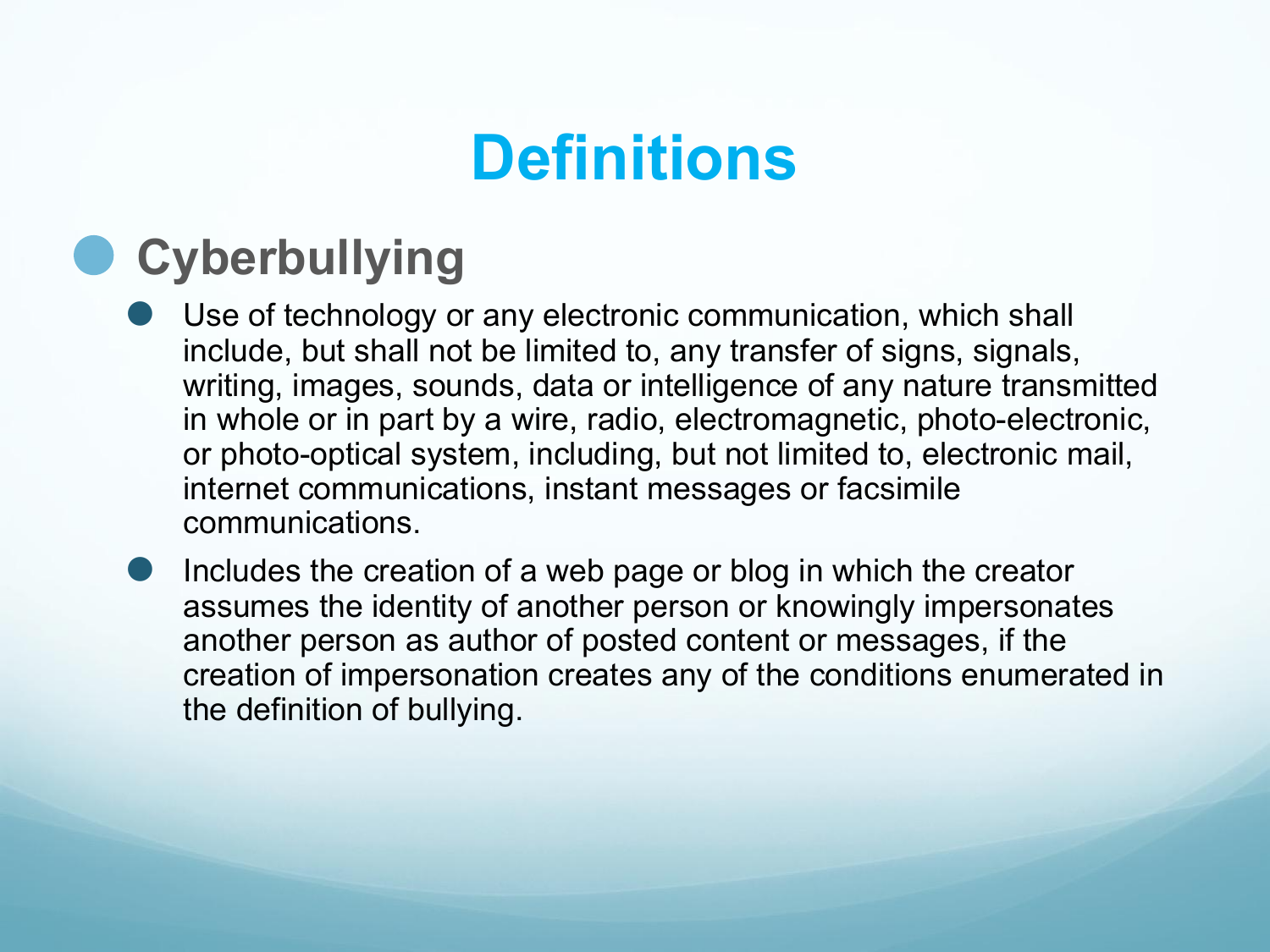# Definitions

- **Cyberbullying**
  - Use of technology or any electronic communication, which shall include, but shall not be limited to, any transfer of signs, signals, writing, images, sounds, data or intelligence of any nature transmitted in whole or in part by a wire, radio, electromagnetic, photo-electronic, or photo-optical system, including, but not limited to, electronic mail, internet communications, instant messages or facsimile communications.
  - Includes the creation of a web page or blog in which the creator assumes the identity of another person or knowingly impersonates another person as author of posted content or messages, if the creation of impersonation creates any of the conditions enumerated in the definition of bullying.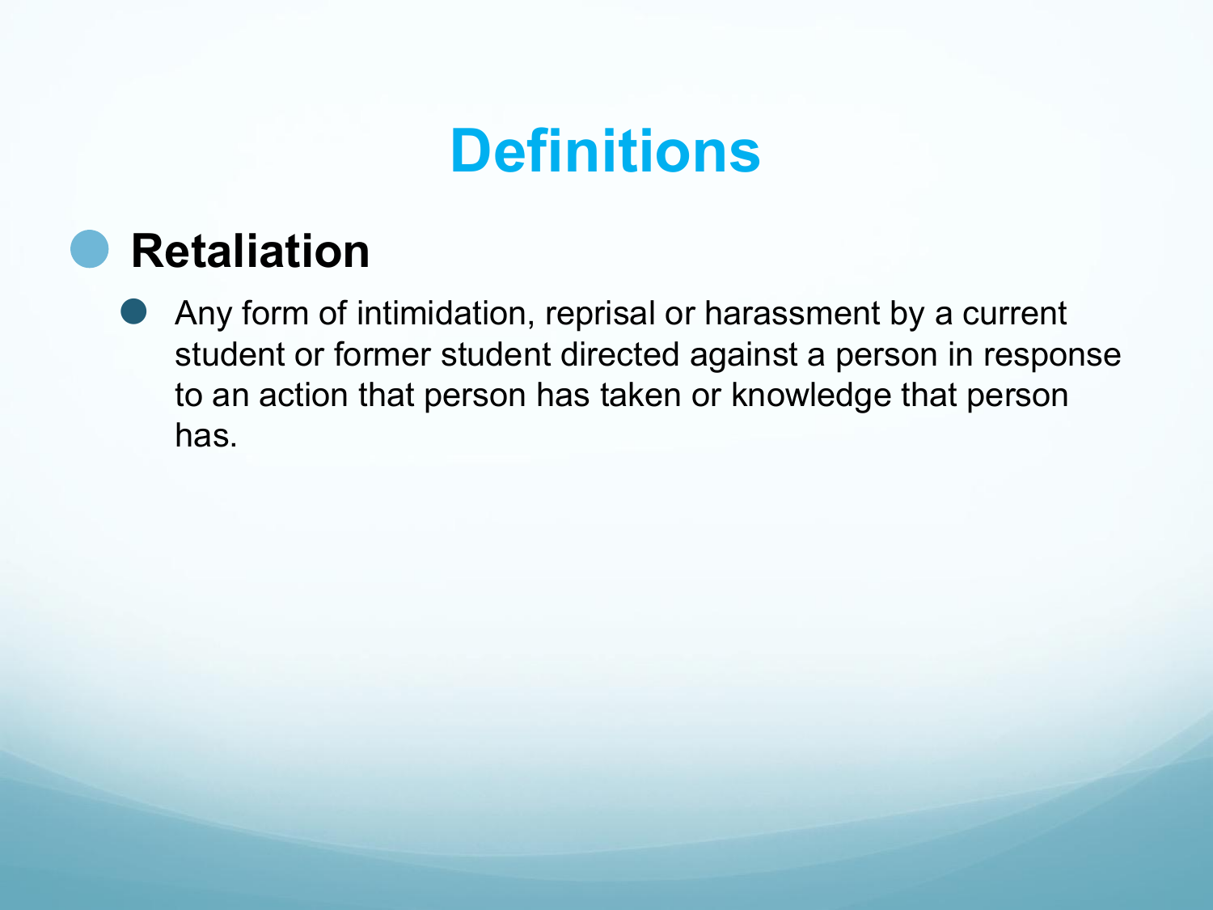# Definitions

- **Retaliation**
  - Any form of intimidation, reprisal or harassment by a current student or former student directed against a person in response to an action that person has taken or knowledge that person has.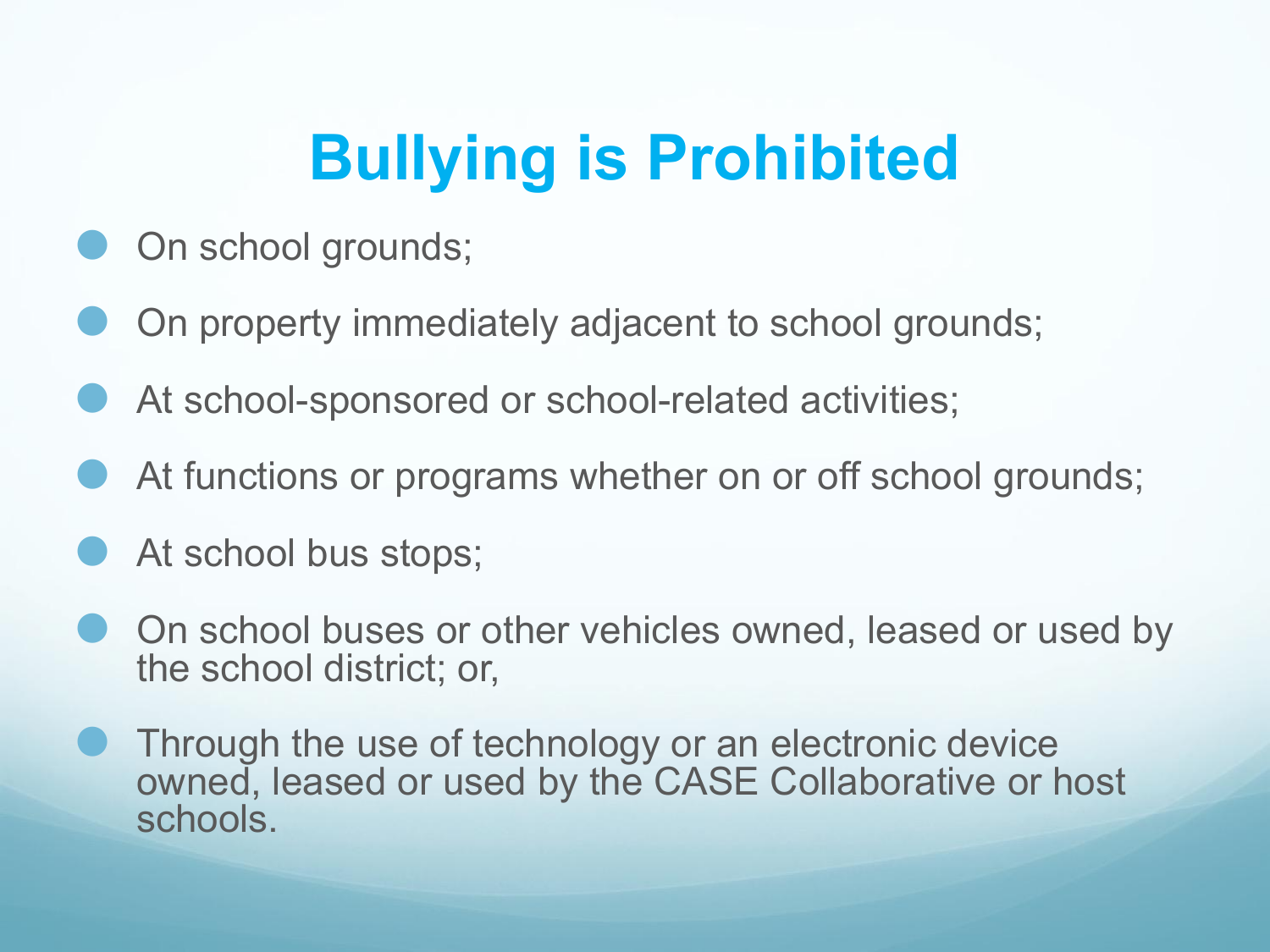# Bullying is Prohibited

- On school grounds;
- On property immediately adjacent to school grounds;
- At school-sponsored or school-related activities;
- At functions or programs whether on or off school grounds;
- At school bus stops;
- On school buses or other vehicles owned, leased or used by the school district; or,
- Through the use of technology or an electronic device owned, leased or used by the CASE Collaborative or host schools.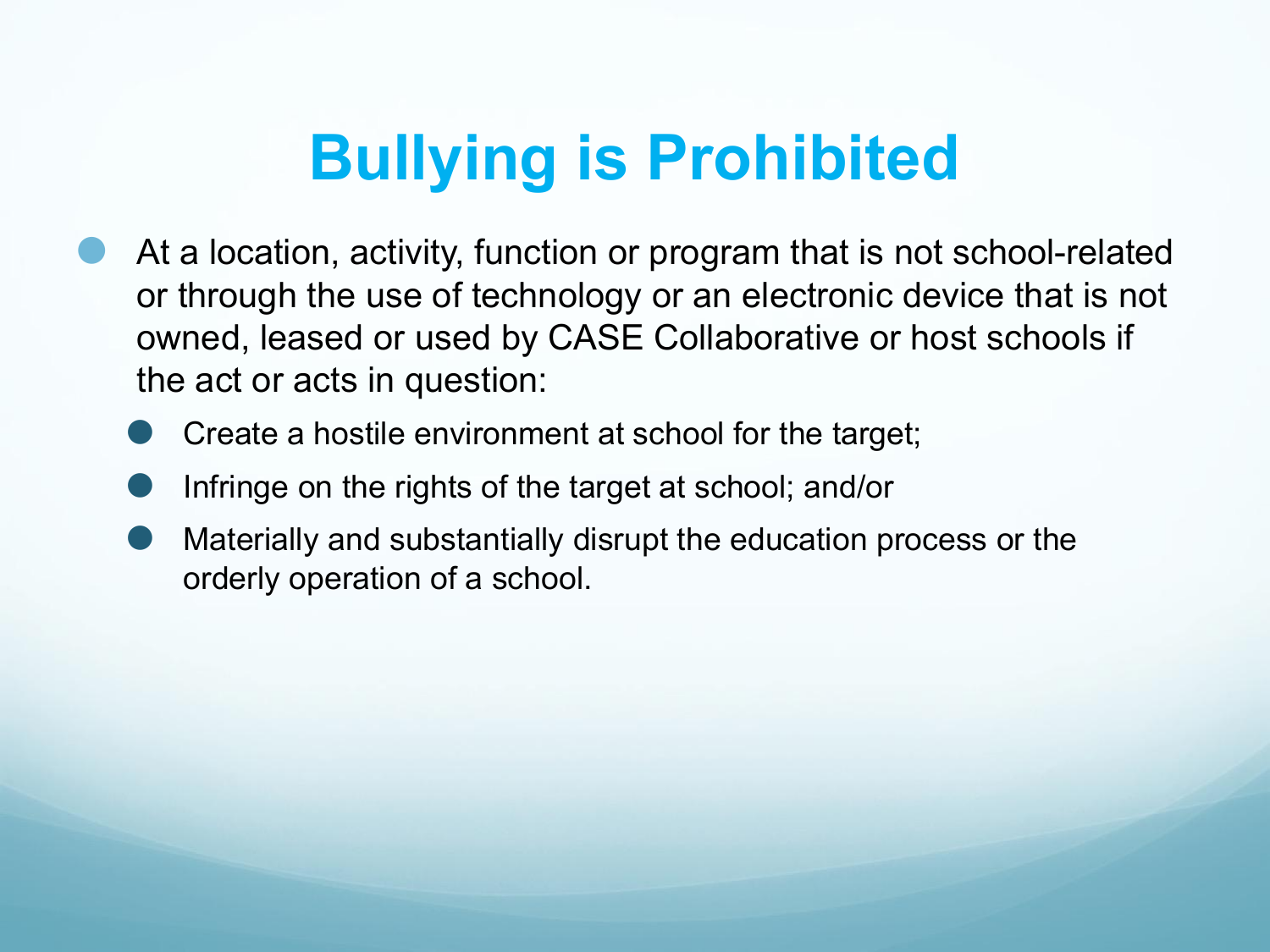# Bullying is Prohibited

- At a location, activity, function or program that is not school-related or through the use of technology or an electronic device that is not owned, leased or used by CASE Collaborative or host schools if the act or acts in question:
  - Create a hostile environment at school for the target;
  - Infringe on the rights of the target at school; and/or
  - Materially and substantially disrupt the education process or the orderly operation of a school.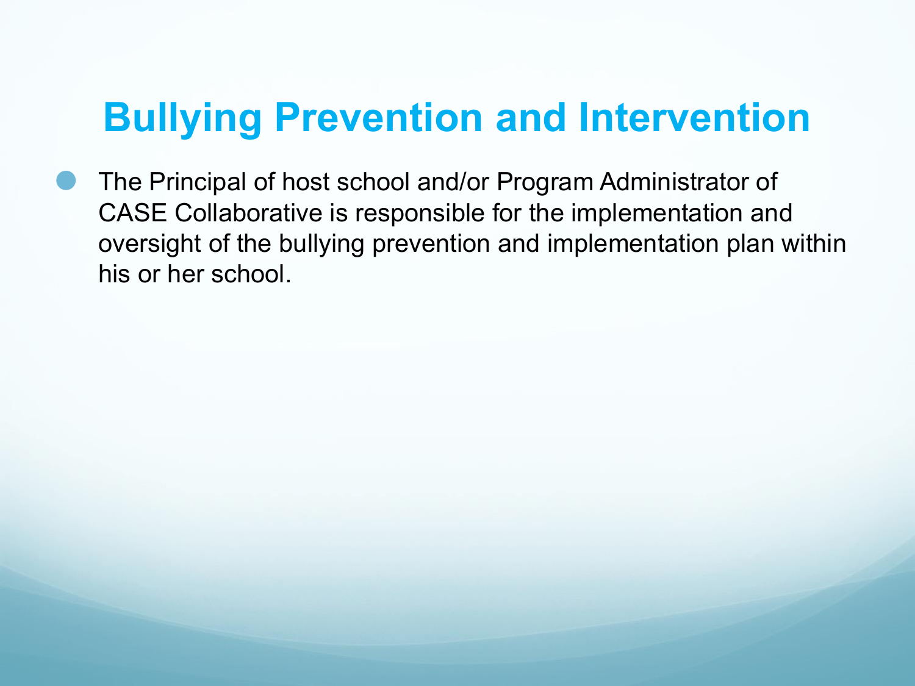# Bullying Prevention and Intervention

- The Principal of host school and/or Program Administrator of CASE Collaborative is responsible for the implementation and oversight of the bullying prevention and implementation plan within his or her school.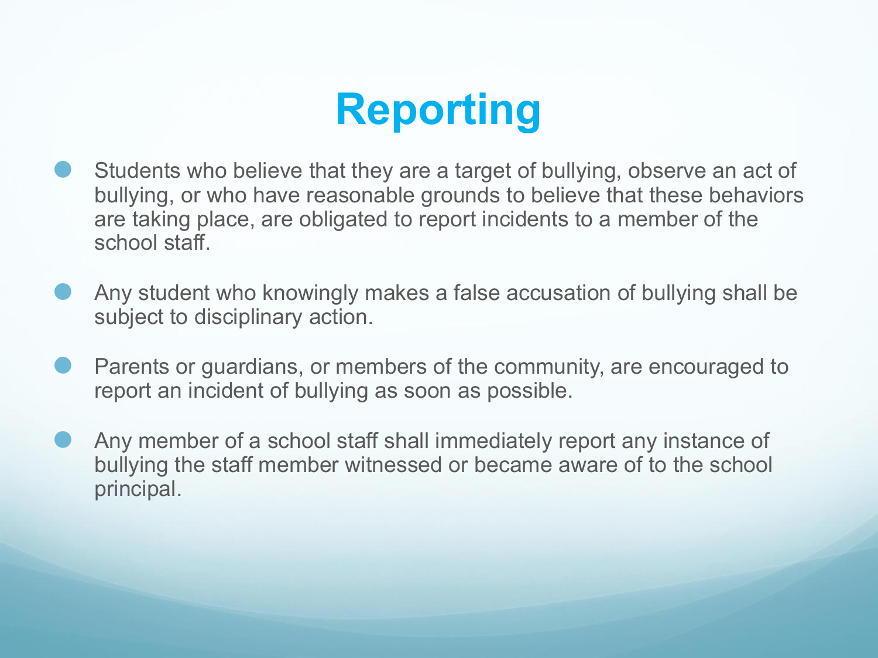# Reporting

- Students who believe that they are a target of bullying, observe an act of bullying, or who have reasonable grounds to believe that these behaviors are taking place, are obligated to report incidents to a member of the school staff.
- Any student who knowingly makes a false accusation of bullying shall be subject to disciplinary action.
- Parents or guardians, or members of the community, are encouraged to report an incident of bullying as soon as possible.
- Any member of a school staff shall immediately report any instance of bullying the staff member witnessed or became aware of to the school principal.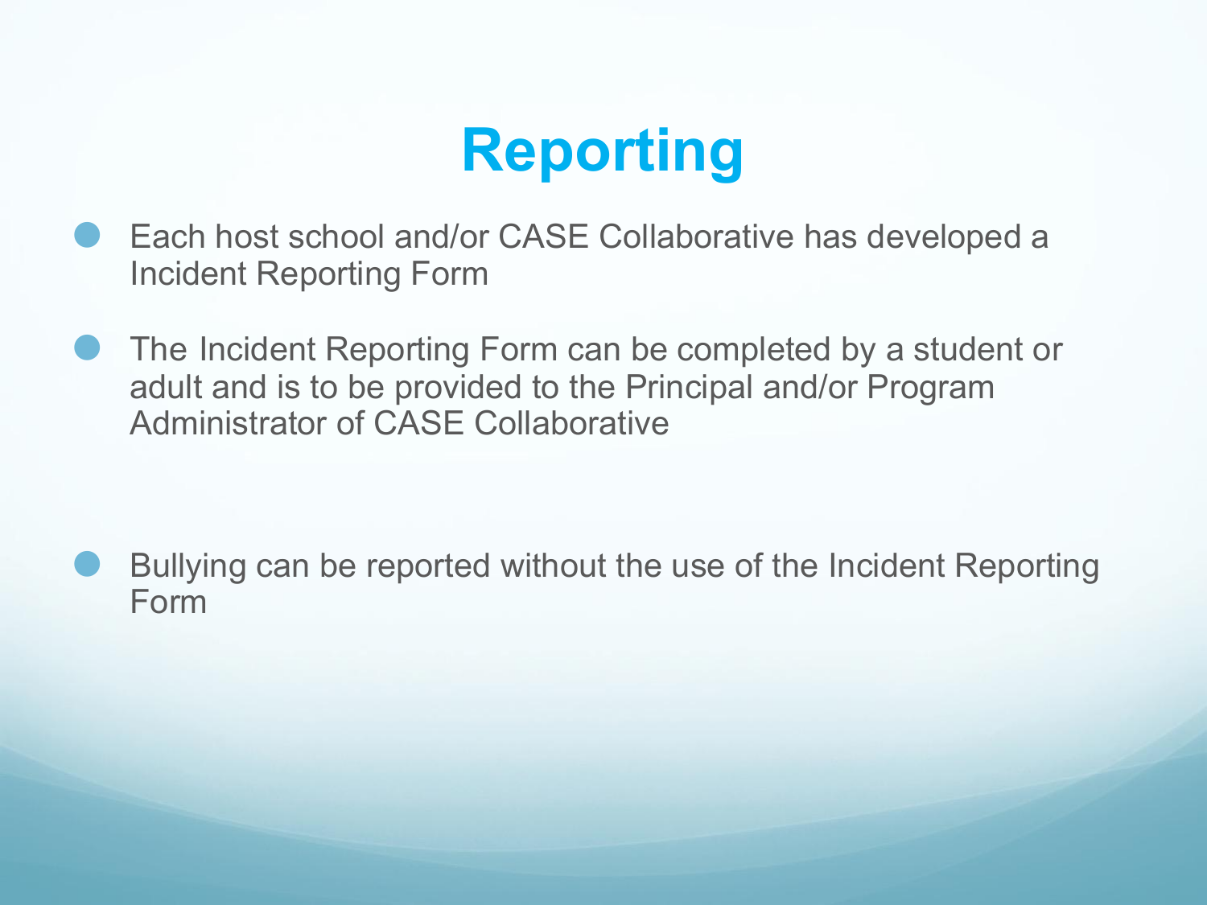# Reporting

- Each host school and/or CASE Collaborative has developed a Incident Reporting Form
- The Incident Reporting Form can be completed by a student or adult and is to be provided to the Principal and/or Program Administrator of CASE Collaborative
- Bullying can be reported without the use of the Incident Reporting Form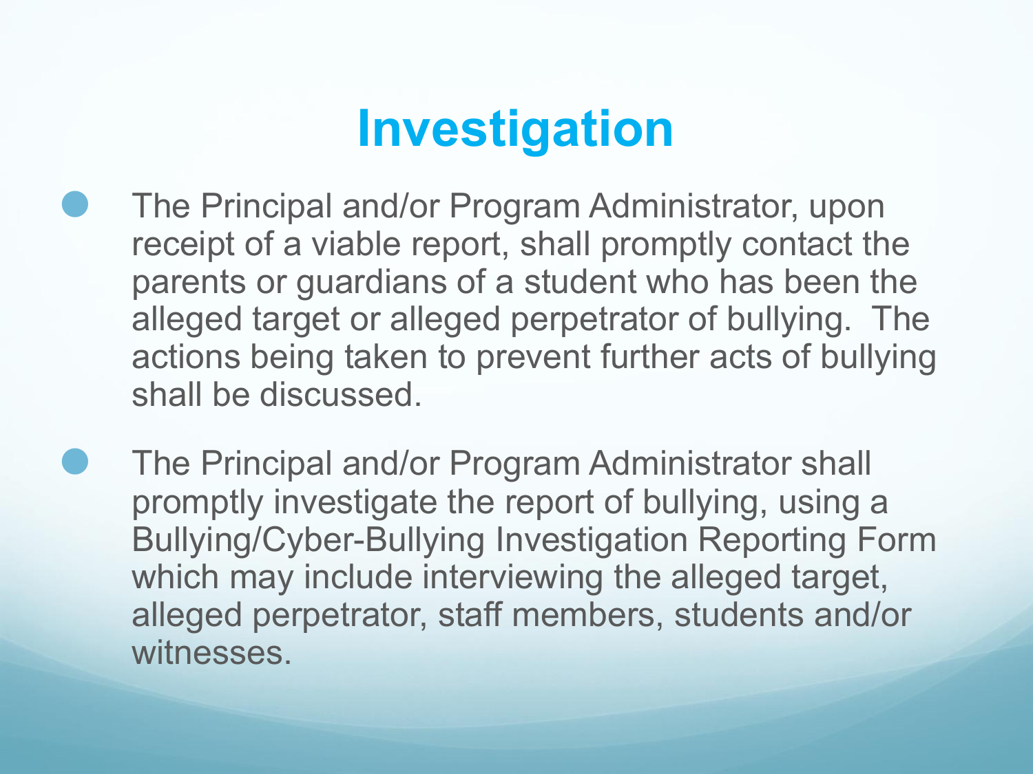# Investigation

- The Principal and/or Program Administrator, upon receipt of a viable report, shall promptly contact the parents or guardians of a student who has been the alleged target or alleged perpetrator of bullying. The actions being taken to prevent further acts of bullying shall be discussed.
- The Principal and/or Program Administrator shall promptly investigate the report of bullying, using a Bullying/Cyber-Bullying Investigation Reporting Form which may include interviewing the alleged target, alleged perpetrator, staff members, students and/or witnesses.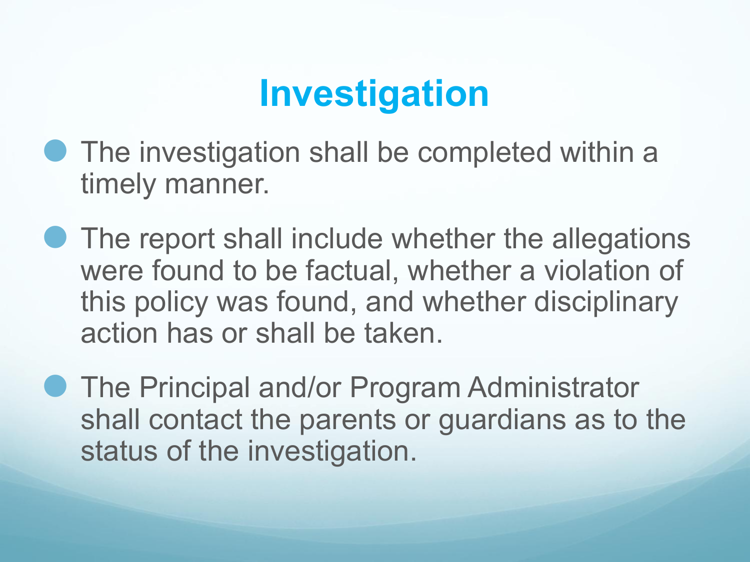# Investigation

- The investigation shall be completed within a timely manner.
- The report shall include whether the allegations were found to be factual, whether a violation of this policy was found, and whether disciplinary action has or shall be taken.
- The Principal and/or Program Administrator shall contact the parents or guardians as to the status of the investigation.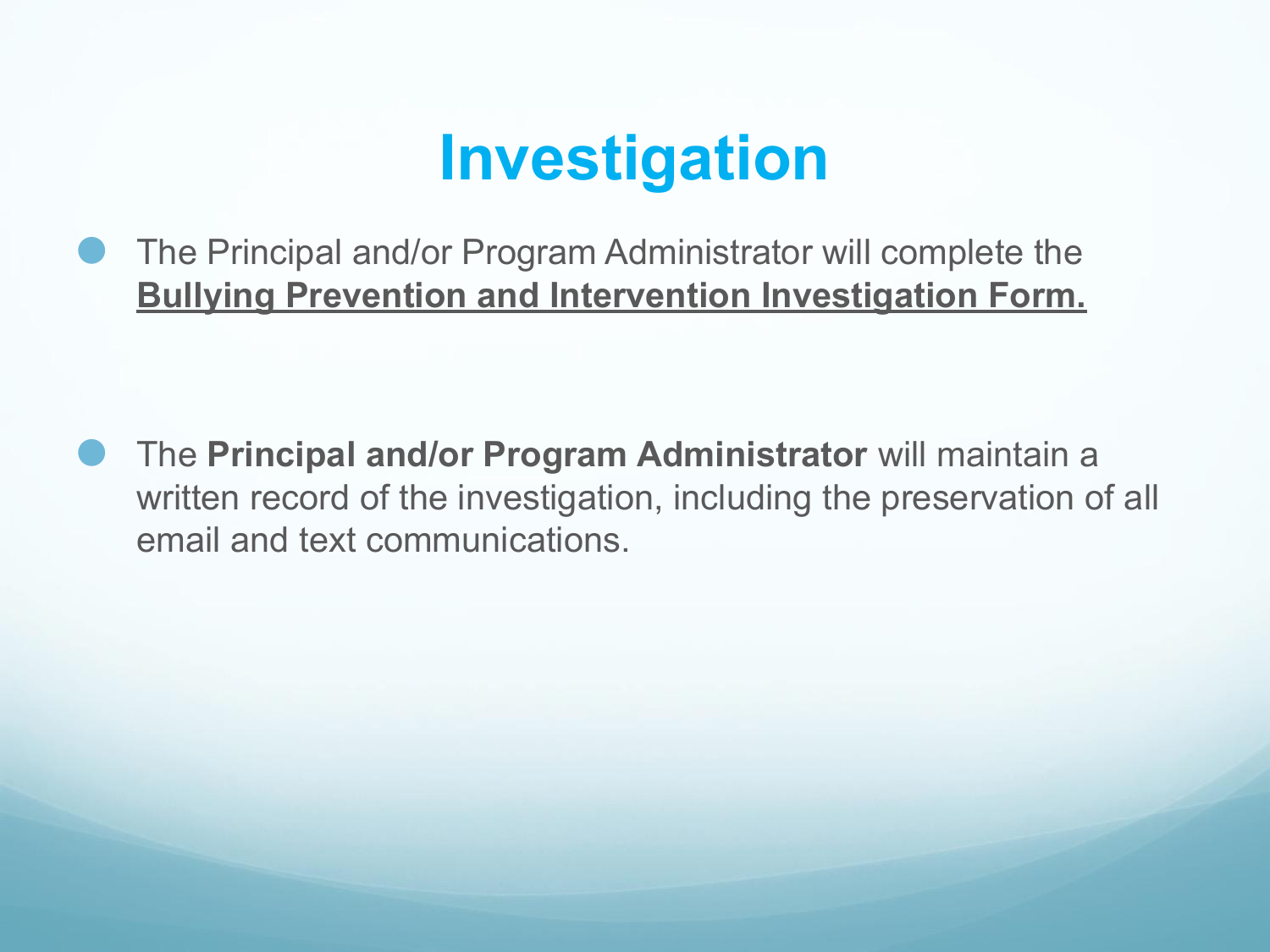# Investigation

- The Principal and/or Program Administrator will complete the **Bullying Prevention and Intervention Investigation Form.**

- The **Principal and/or Program Administrator** will maintain a written record of the investigation, including the preservation of all email and text communications.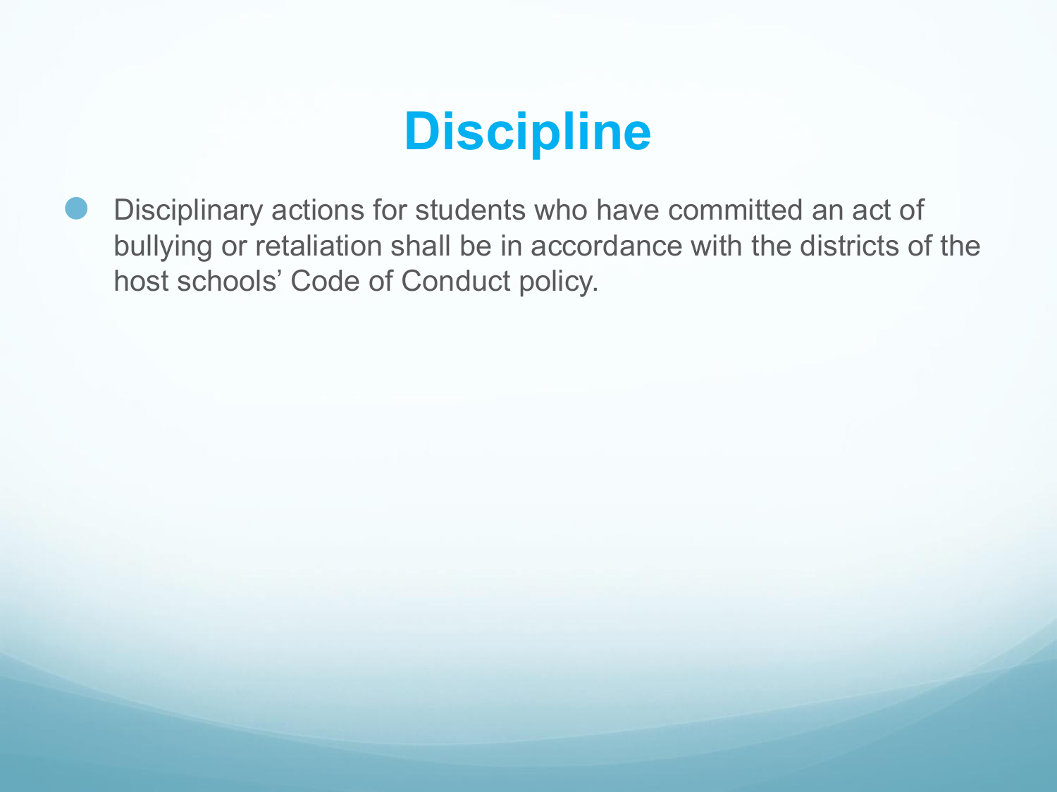# Discipline

- Disciplinary actions for students who have committed an act of bullying or retaliation shall be in accordance with the districts of the host schools' Code of Conduct policy.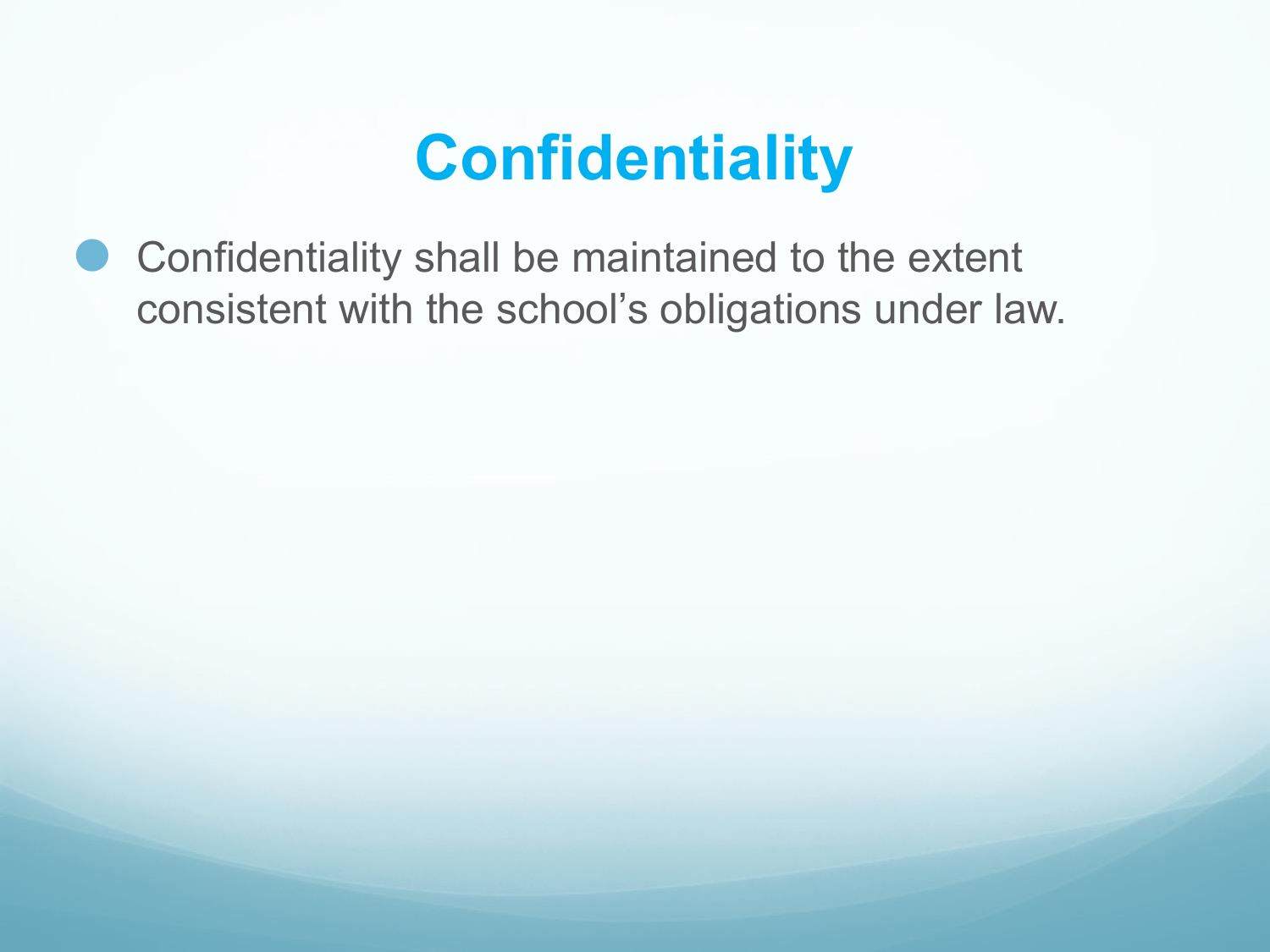# Confidentiality

- Confidentiality shall be maintained to the extent consistent with the school's obligations under law.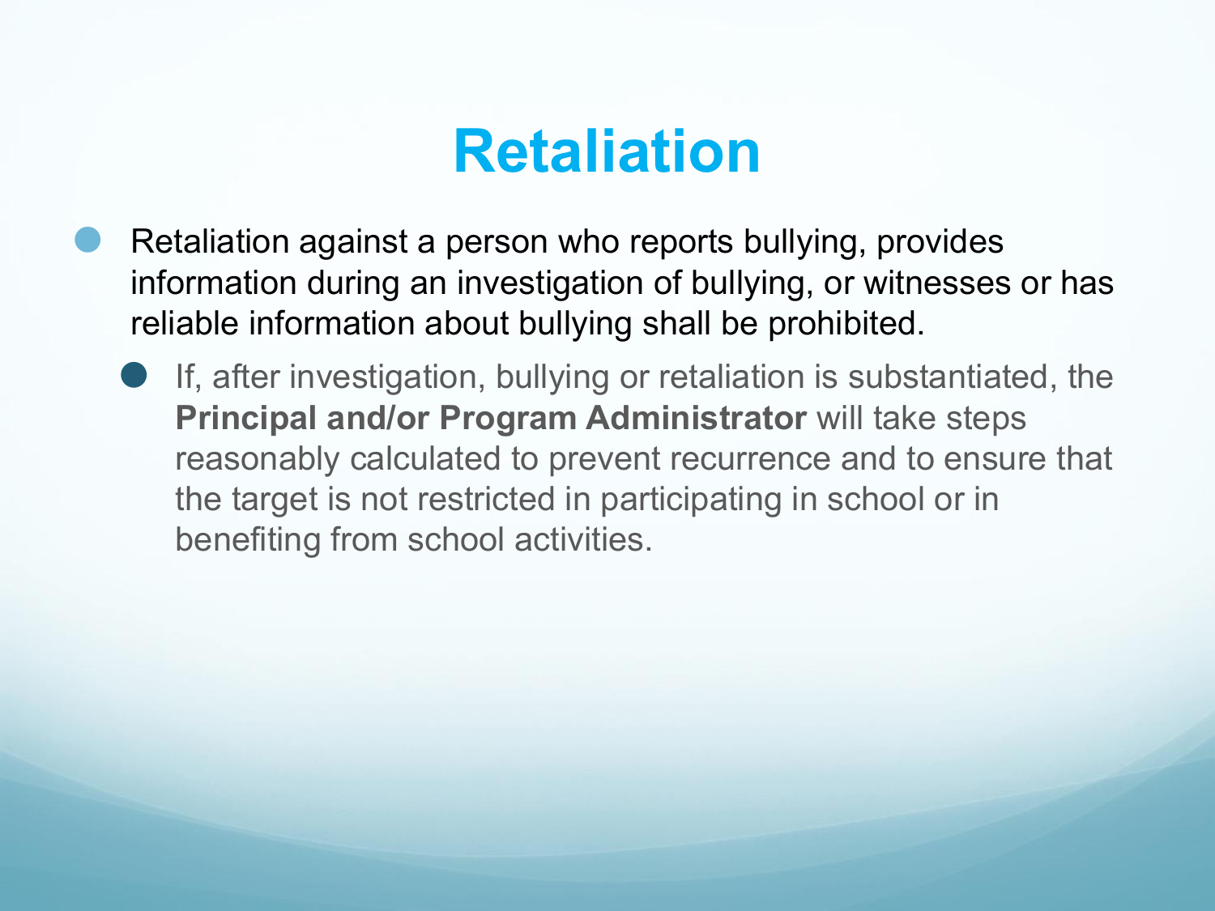# Retaliation

- Retaliation against a person who reports bullying, provides information during an investigation of bullying, or witnesses or has reliable information about bullying shall be prohibited.
  - If, after investigation, bullying or retaliation is substantiated, the **Principal and/or Program Administrator** will take steps reasonably calculated to prevent recurrence and to ensure that the target is not restricted in participating in school or in benefiting from school activities.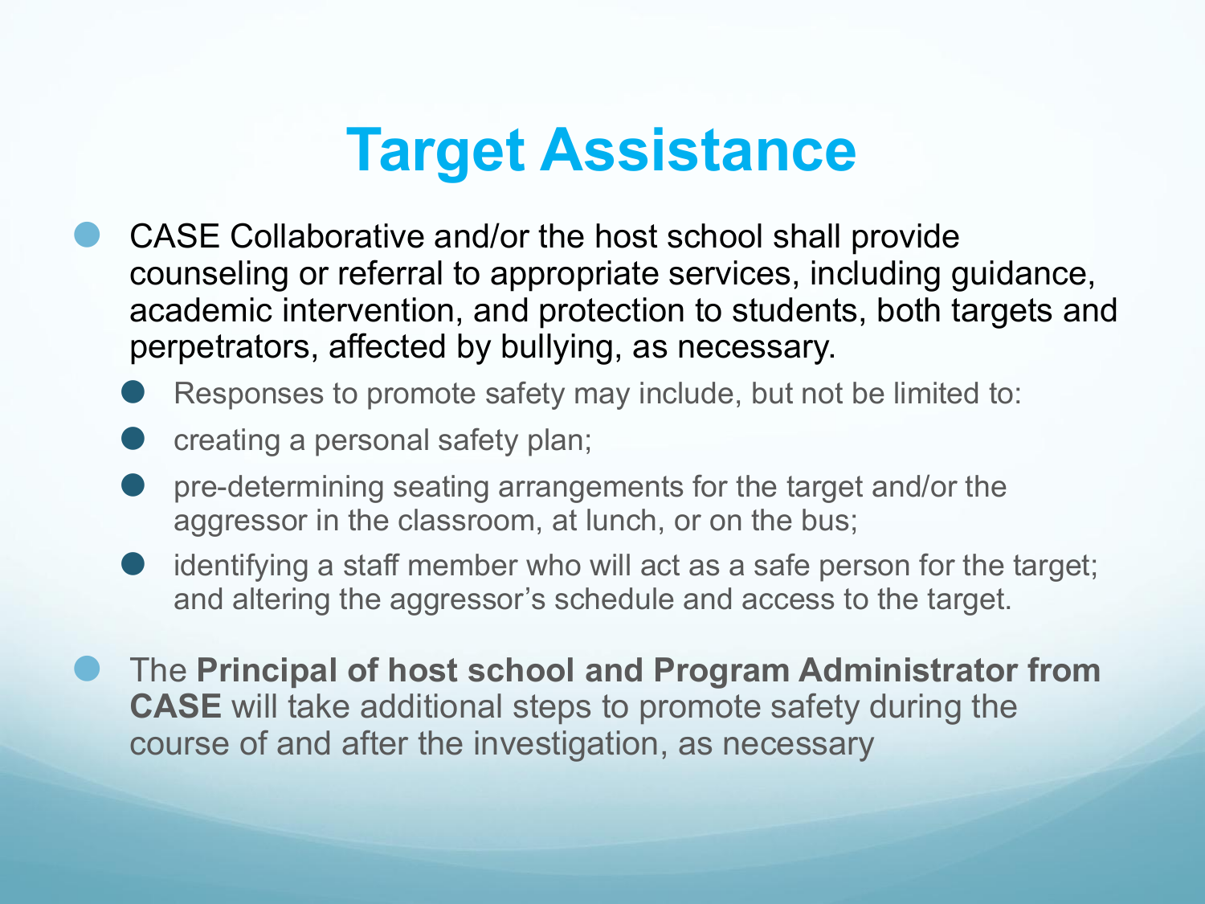# Target Assistance

- CASE Collaborative and/or the host school shall provide counseling or referral to appropriate services, including guidance, academic intervention, and protection to students, both targets and perpetrators, affected by bullying, as necessary.
  - Responses to promote safety may include, but not be limited to:
  - creating a personal safety plan;
  - pre-determining seating arrangements for the target and/or the aggressor in the classroom, at lunch, or on the bus;
  - identifying a staff member who will act as a safe person for the target; and altering the aggressor's schedule and access to the target.
- The **Principal of host school and Program Administrator from CASE** will take additional steps to promote safety during the course of and after the investigation, as necessary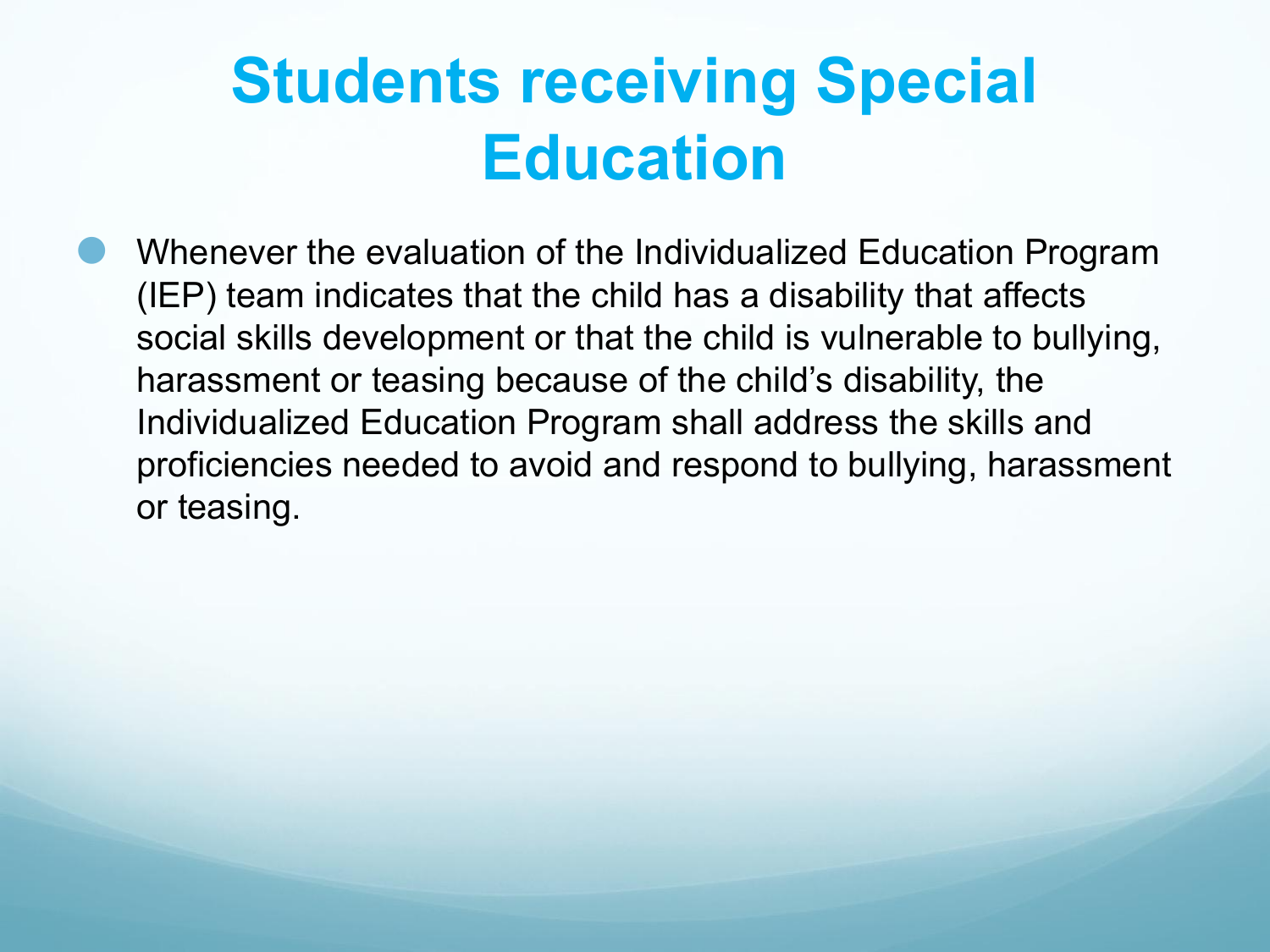# Students receiving Special Education

- Whenever the evaluation of the Individualized Education Program (IEP) team indicates that the child has a disability that affects social skills development or that the child is vulnerable to bullying, harassment or teasing because of the child's disability, the Individualized Education Program shall address the skills and proficiencies needed to avoid and respond to bullying, harassment or teasing.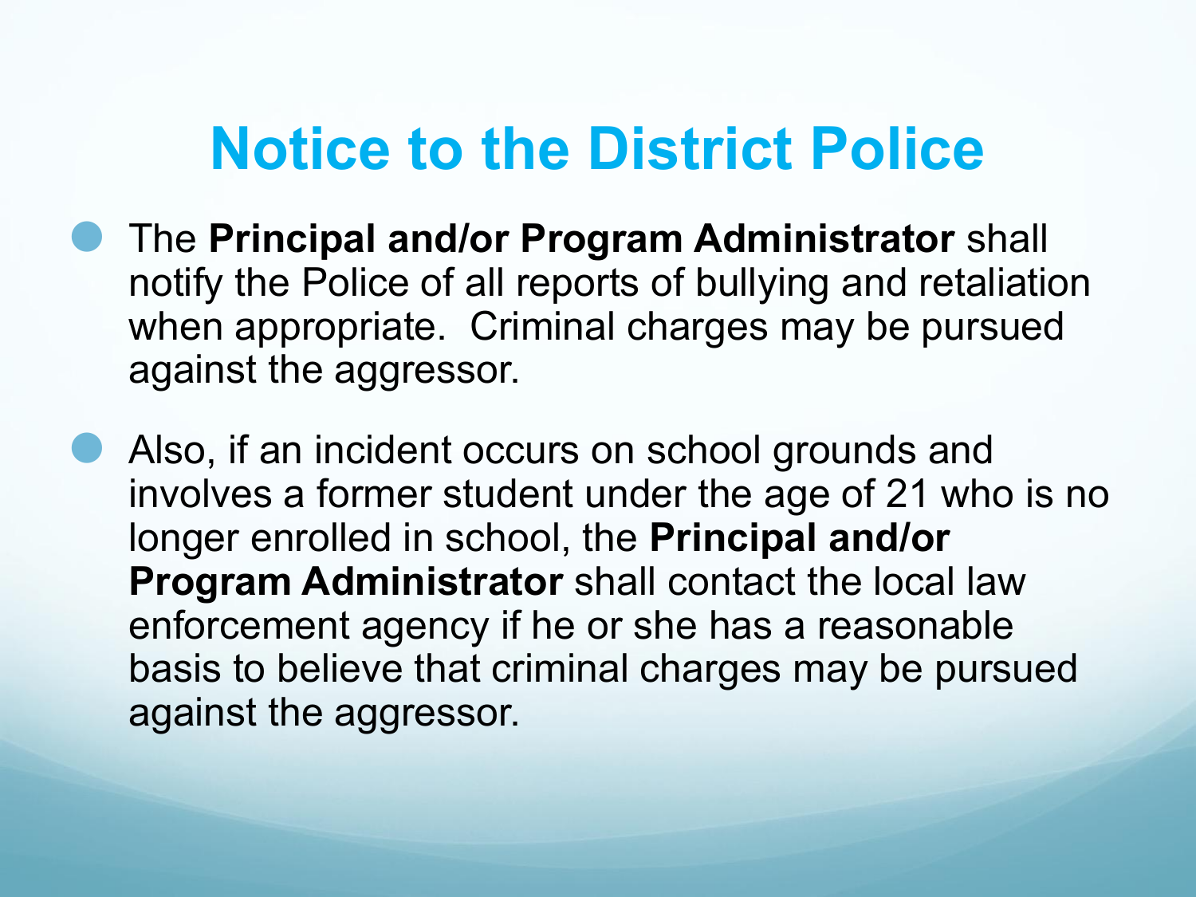# Notice to the District Police

- The **Principal and/or Program Administrator** shall notify the Police of all reports of bullying and retaliation when appropriate. Criminal charges may be pursued against the aggressor.

- Also, if an incident occurs on school grounds and involves a former student under the age of 21 who is no longer enrolled in school, the **Principal and/or Program Administrator** shall contact the local law enforcement agency if he or she has a reasonable basis to believe that criminal charges may be pursued against the aggressor.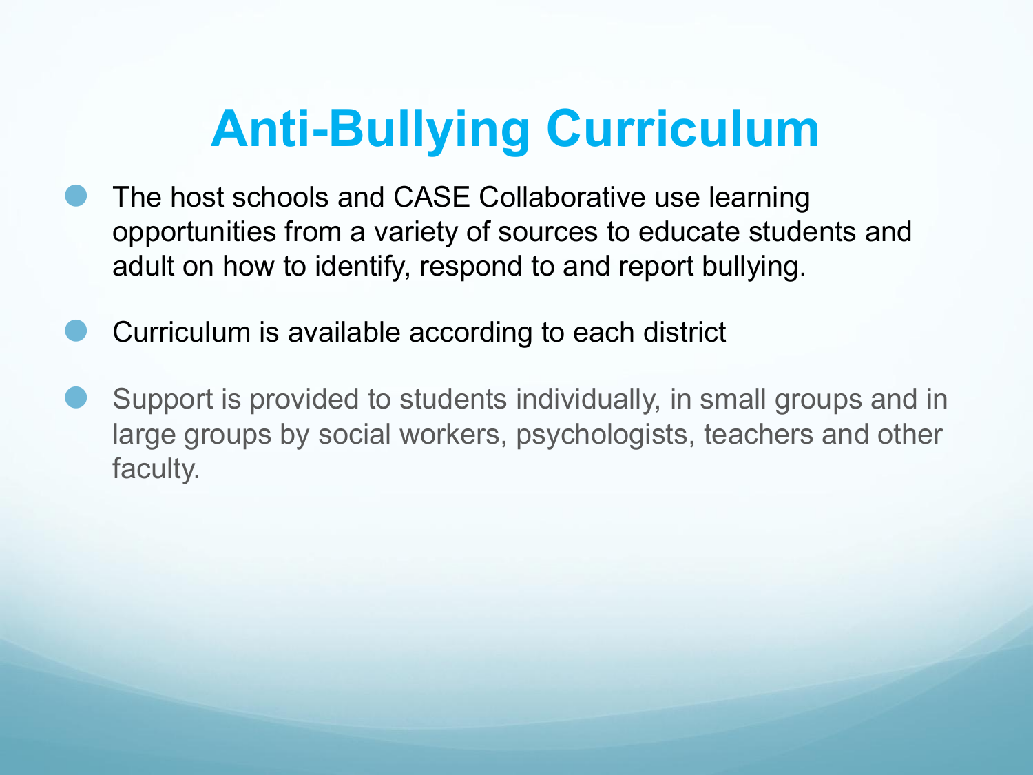# Anti-Bullying Curriculum

- The host schools and CASE Collaborative use learning opportunities from a variety of sources to educate students and adult on how to identify, respond to and report bullying.
- Curriculum is available according to each district
- Support is provided to students individually, in small groups and in large groups by social workers, psychologists, teachers and other faculty.